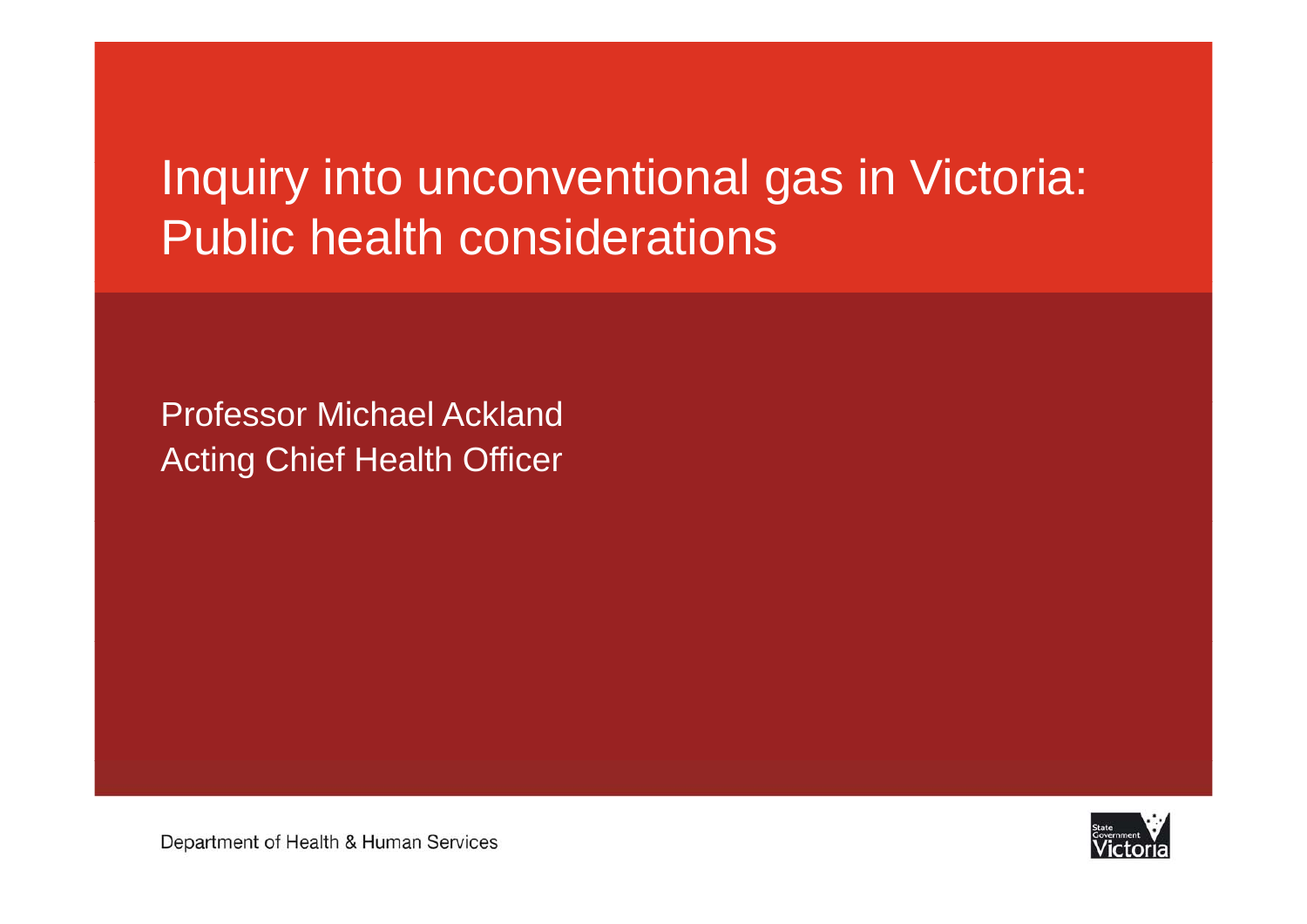# Inquiry into unconventional gas in Victoria: Public health considerations

Professor Michael Ackland
Acting Chief Health Officer

Department of Health & Human Services

State Government Victoria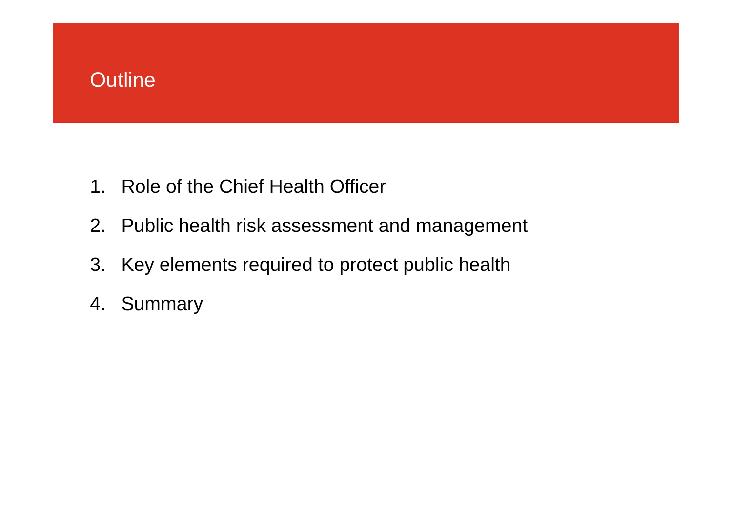# Outline

1. Role of the Chief Health Officer
2. Public health risk assessment and management
3. Key elements required to protect public health
4. Summary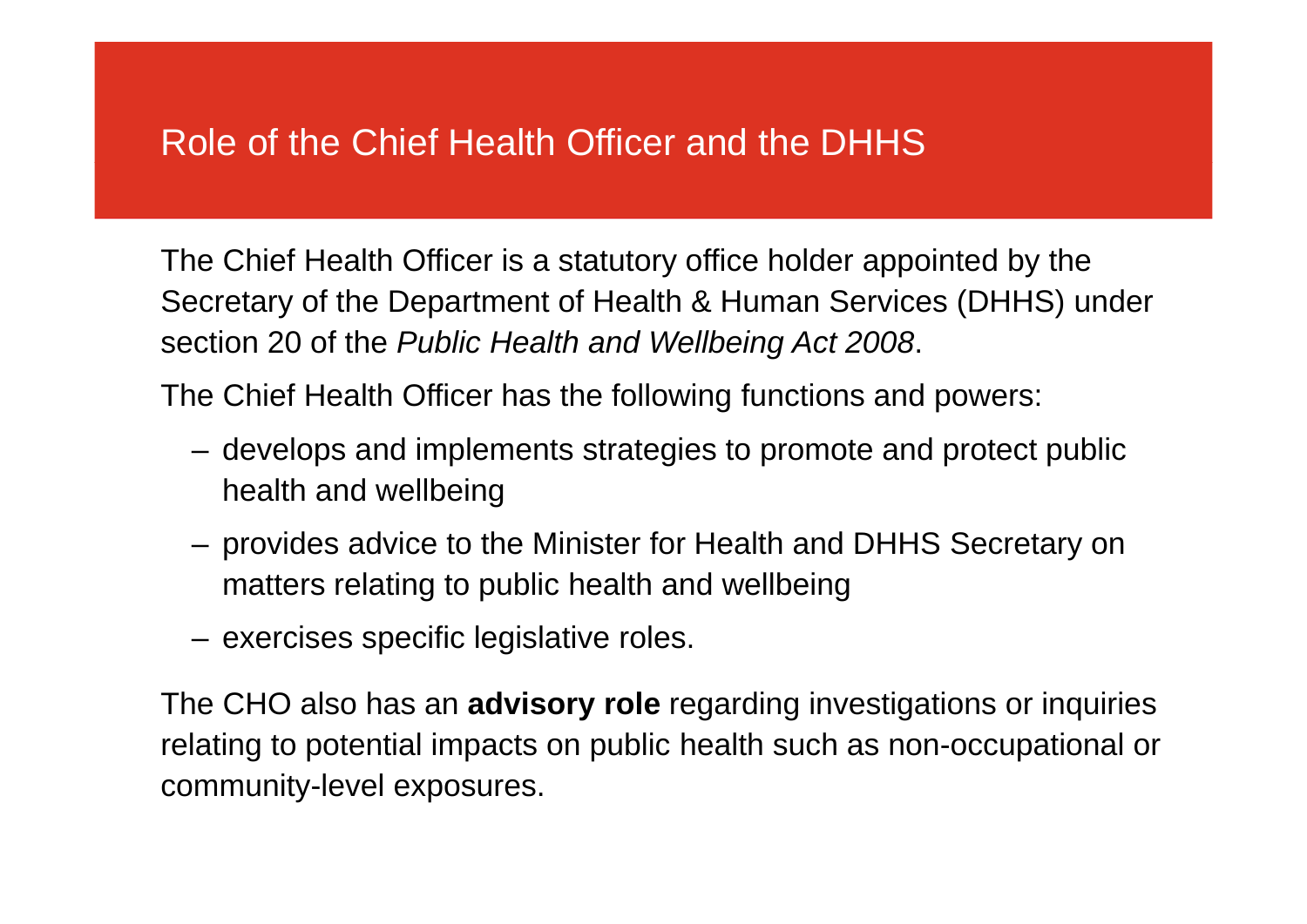# Role of the Chief Health Officer and the DHHS

The Chief Health Officer is a statutory office holder appointed by the Secretary of the Department of Health & Human Services (DHHS) under section 20 of the *Public Health and Wellbeing Act 2008*.

The Chief Health Officer has the following functions and powers:

- develops and implements strategies to promote and protect public health and wellbeing
- provides advice to the Minister for Health and DHHS Secretary on matters relating to public health and wellbeing
- exercises specific legislative roles.

The CHO also has an **advisory role** regarding investigations or inquiries relating to potential impacts on public health such as non-occupational or community-level exposures.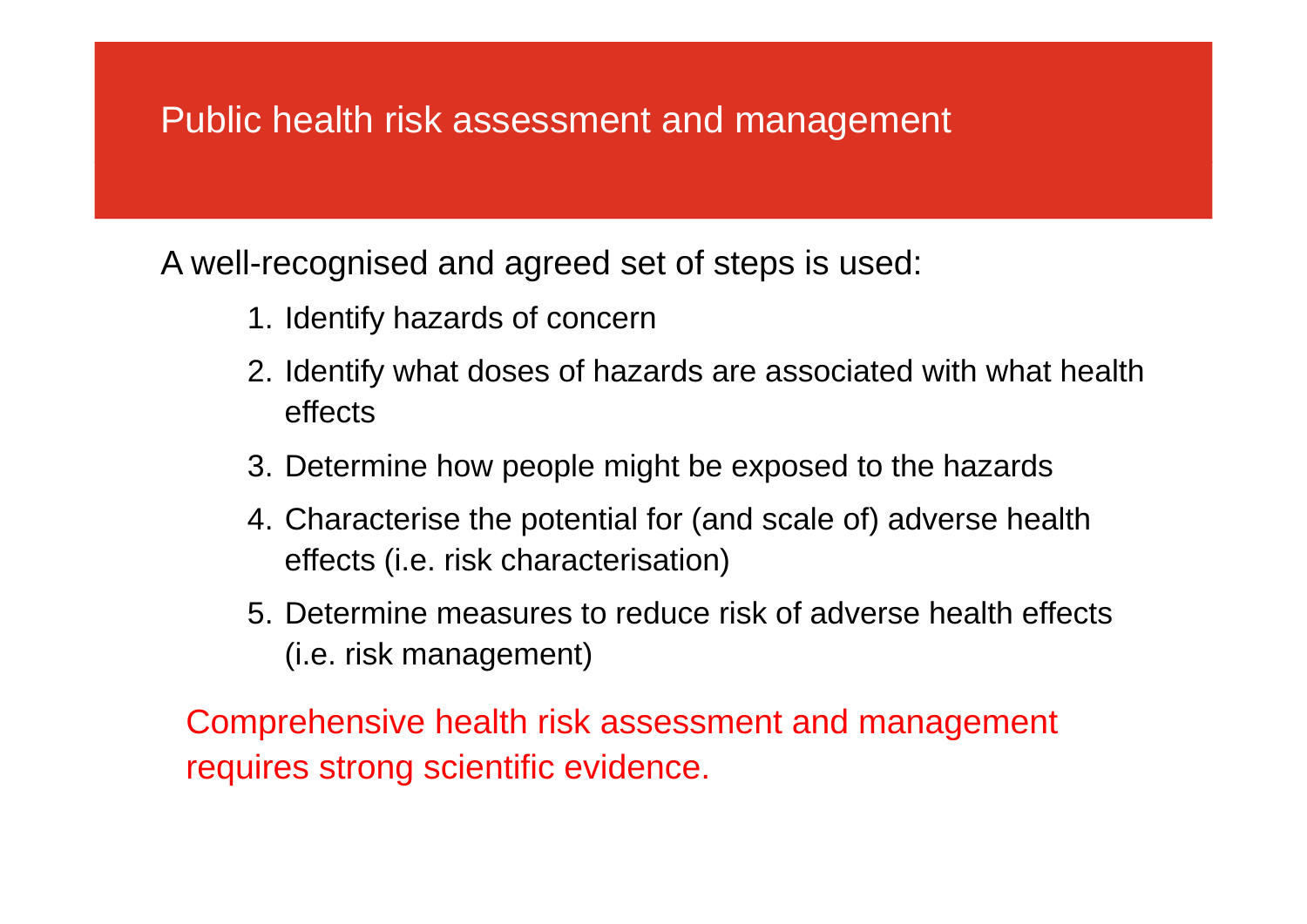# Public health risk assessment and management

A well-recognised and agreed set of steps is used:

1. Identify hazards of concern
2. Identify what doses of hazards are associated with what health effects
3. Determine how people might be exposed to the hazards
4. Characterise the potential for (and scale of) adverse health effects (i.e. risk characterisation)
5. Determine measures to reduce risk of adverse health effects (i.e. risk management)

Comprehensive health risk assessment and management requires strong scientific evidence.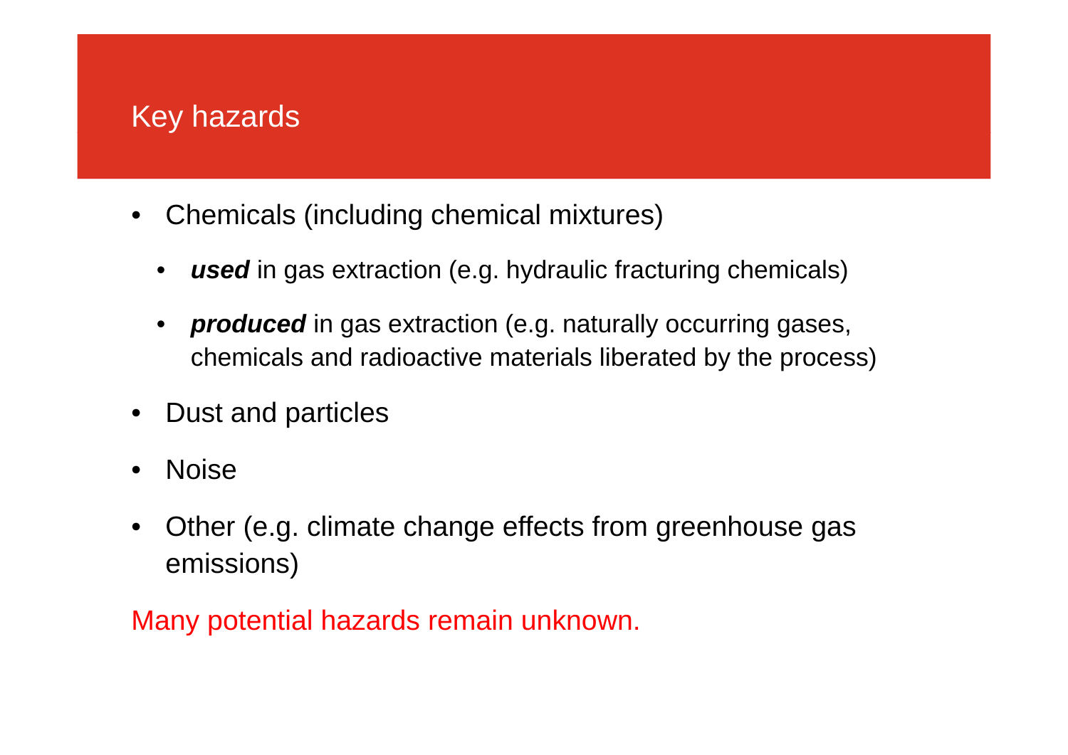# Key hazards

- Chemicals (including chemical mixtures)
  - ***used*** in gas extraction (e.g. hydraulic fracturing chemicals)
  - ***produced*** in gas extraction (e.g. naturally occurring gases, chemicals and radioactive materials liberated by the process)
- Dust and particles
- Noise
- Other (e.g. climate change effects from greenhouse gas emissions)

Many potential hazards remain unknown.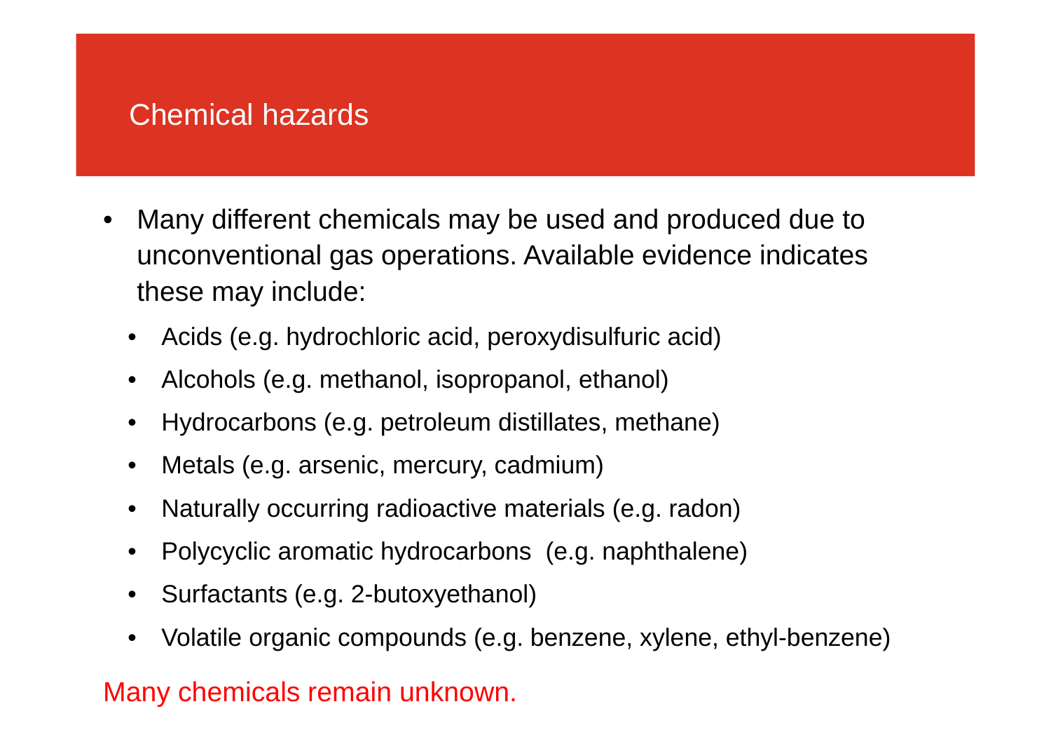## Chemical hazards

- Many different chemicals may be used and produced due to unconventional gas operations. Available evidence indicates these may include:
  - Acids (e.g. hydrochloric acid, peroxydisulfuric acid)
  - Alcohols (e.g. methanol, isopropanol, ethanol)
  - Hydrocarbons (e.g. petroleum distillates, methane)
  - Metals (e.g. arsenic, mercury, cadmium)
  - Naturally occurring radioactive materials (e.g. radon)
  - Polycyclic aromatic hydrocarbons (e.g. naphthalene)
  - Surfactants (e.g. 2-butoxyethanol)
  - Volatile organic compounds (e.g. benzene, xylene, ethyl-benzene)

Many chemicals remain unknown.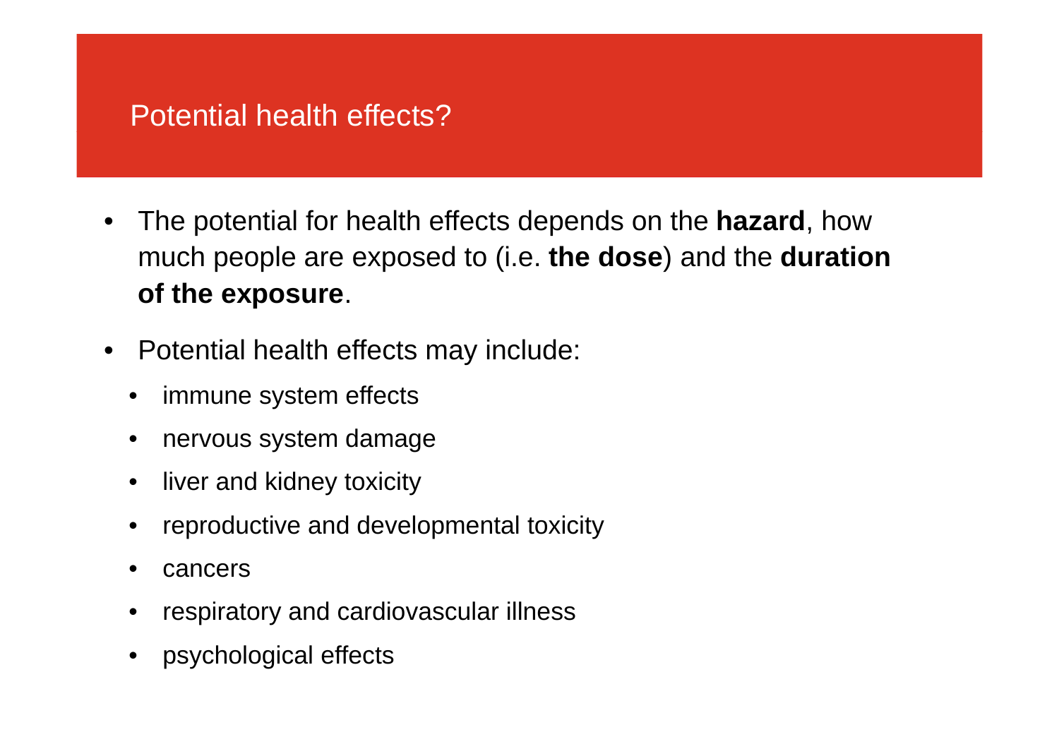## Potential health effects?

- The potential for health effects depends on the **hazard**, how much people are exposed to (i.e. **the dose**) and the **duration of the exposure**.
- Potential health effects may include:
  - immune system effects
  - nervous system damage
  - liver and kidney toxicity
  - reproductive and developmental toxicity
  - cancers
  - respiratory and cardiovascular illness
  - psychological effects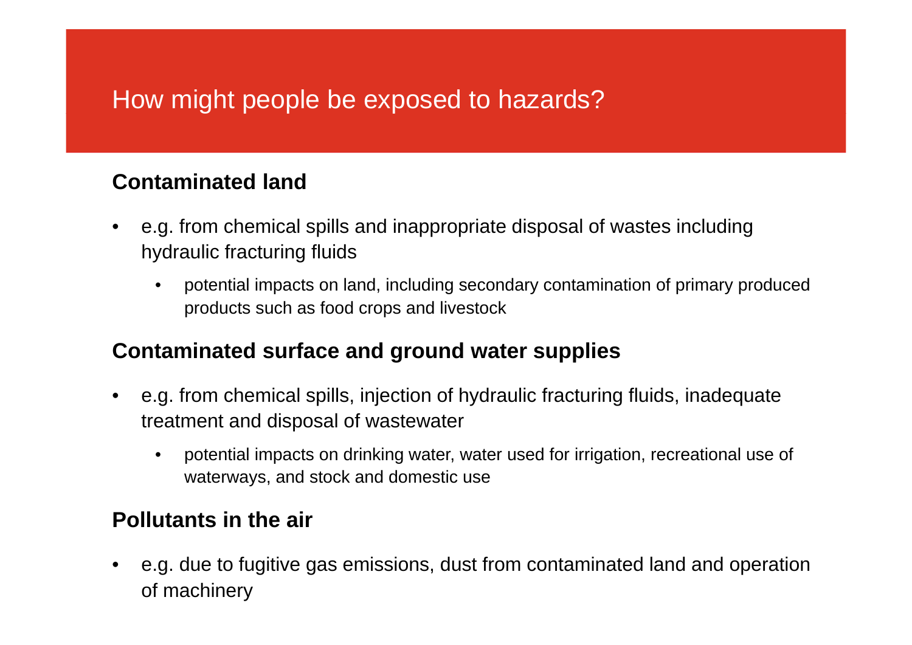# How might people be exposed to hazards?

## Contaminated land

- e.g. from chemical spills and inappropriate disposal of wastes including hydraulic fracturing fluids
  - potential impacts on land, including secondary contamination of primary produced products such as food crops and livestock

## Contaminated surface and ground water supplies

- e.g. from chemical spills, injection of hydraulic fracturing fluids, inadequate treatment and disposal of wastewater
  - potential impacts on drinking water, water used for irrigation, recreational use of waterways, and stock and domestic use

## Pollutants in the air

- e.g. due to fugitive gas emissions, dust from contaminated land and operation of machinery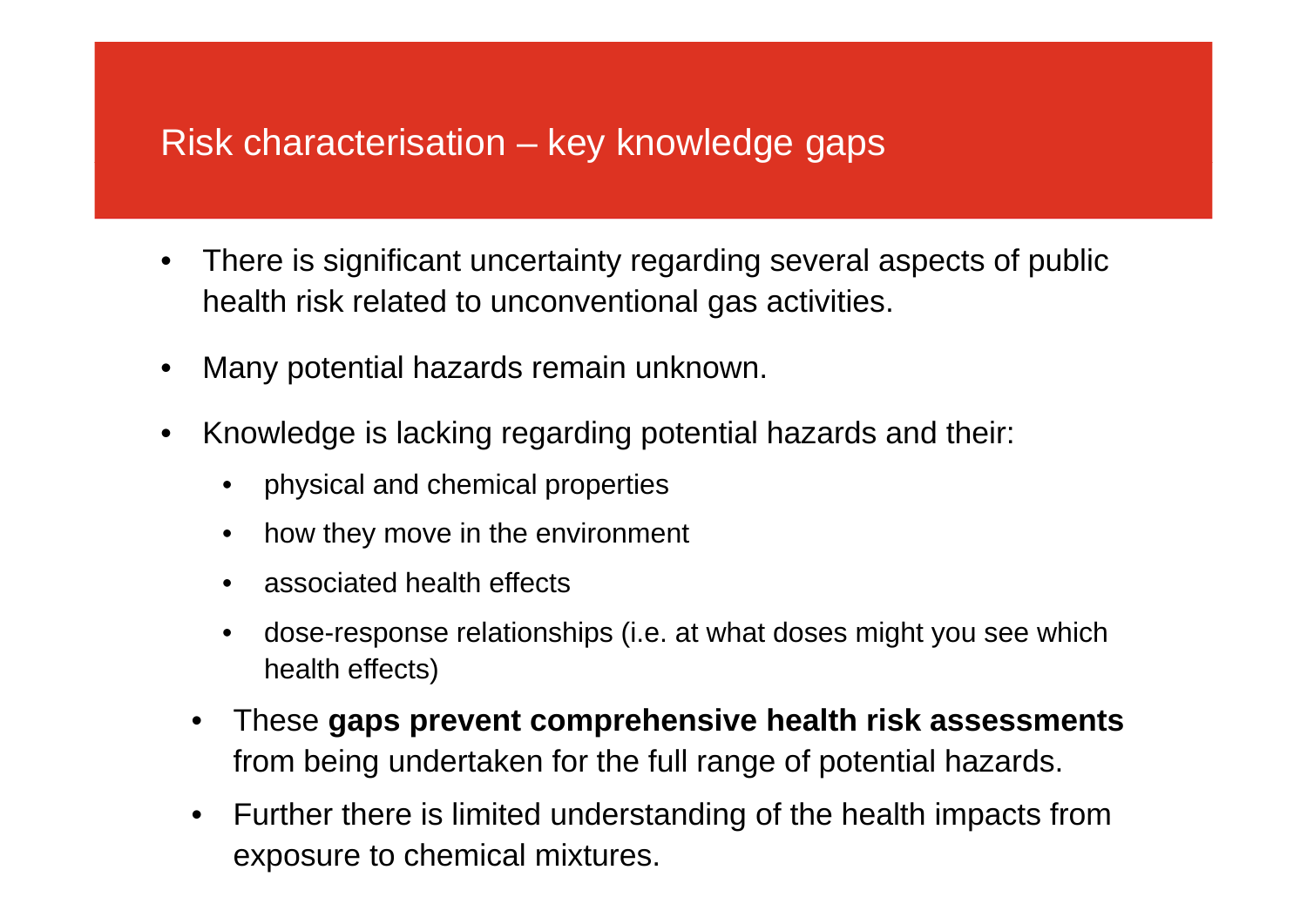# Risk characterisation – key knowledge gaps

- There is significant uncertainty regarding several aspects of public health risk related to unconventional gas activities.
- Many potential hazards remain unknown.
- Knowledge is lacking regarding potential hazards and their:
  - physical and chemical properties
  - how they move in the environment
  - associated health effects
  - dose-response relationships (i.e. at what doses might you see which health effects)
- These **gaps prevent comprehensive health risk assessments** from being undertaken for the full range of potential hazards.
- Further there is limited understanding of the health impacts from exposure to chemical mixtures.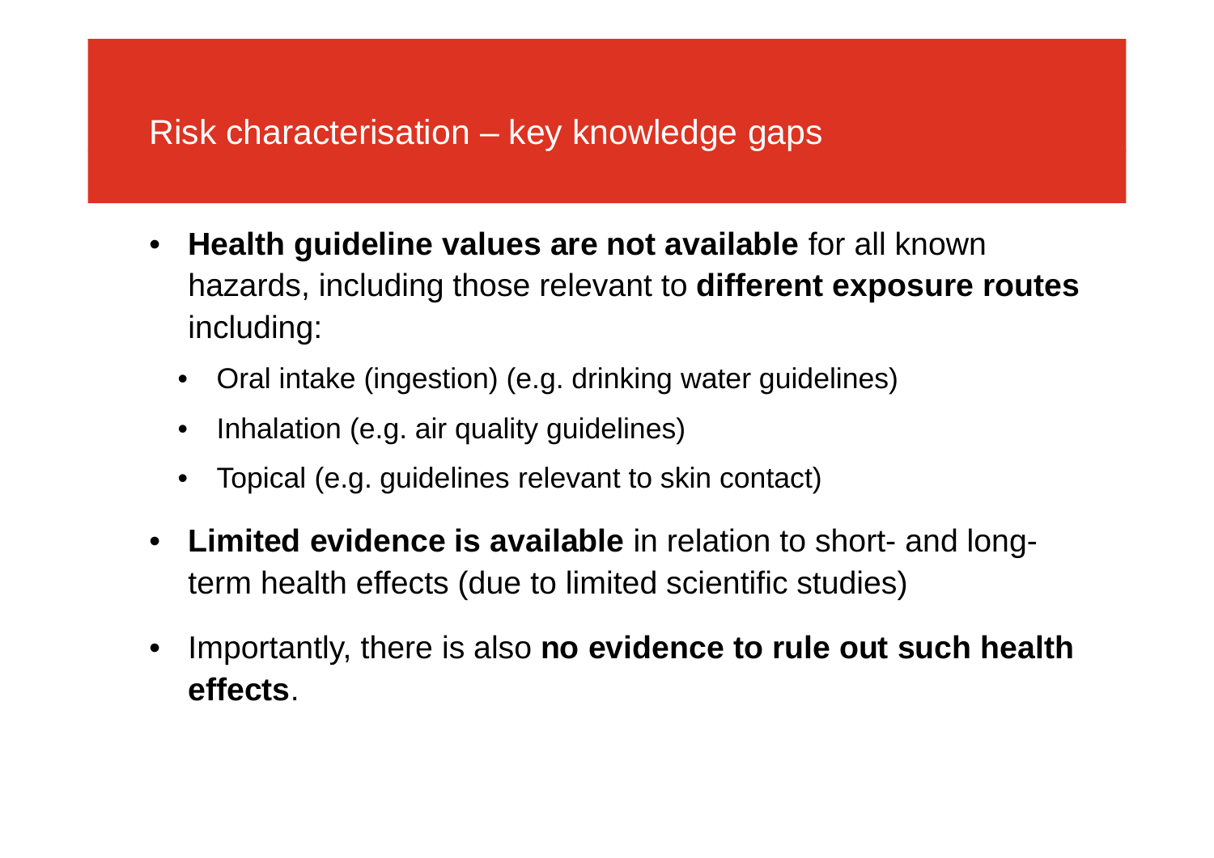# Risk characterisation – key knowledge gaps

- **Health guideline values are not available** for all known hazards, including those relevant to **different exposure routes** including:
  - Oral intake (ingestion) (e.g. drinking water guidelines)
  - Inhalation (e.g. air quality guidelines)
  - Topical (e.g. guidelines relevant to skin contact)
- **Limited evidence is available** in relation to short- and long-term health effects (due to limited scientific studies)
- Importantly, there is also **no evidence to rule out such health effects**.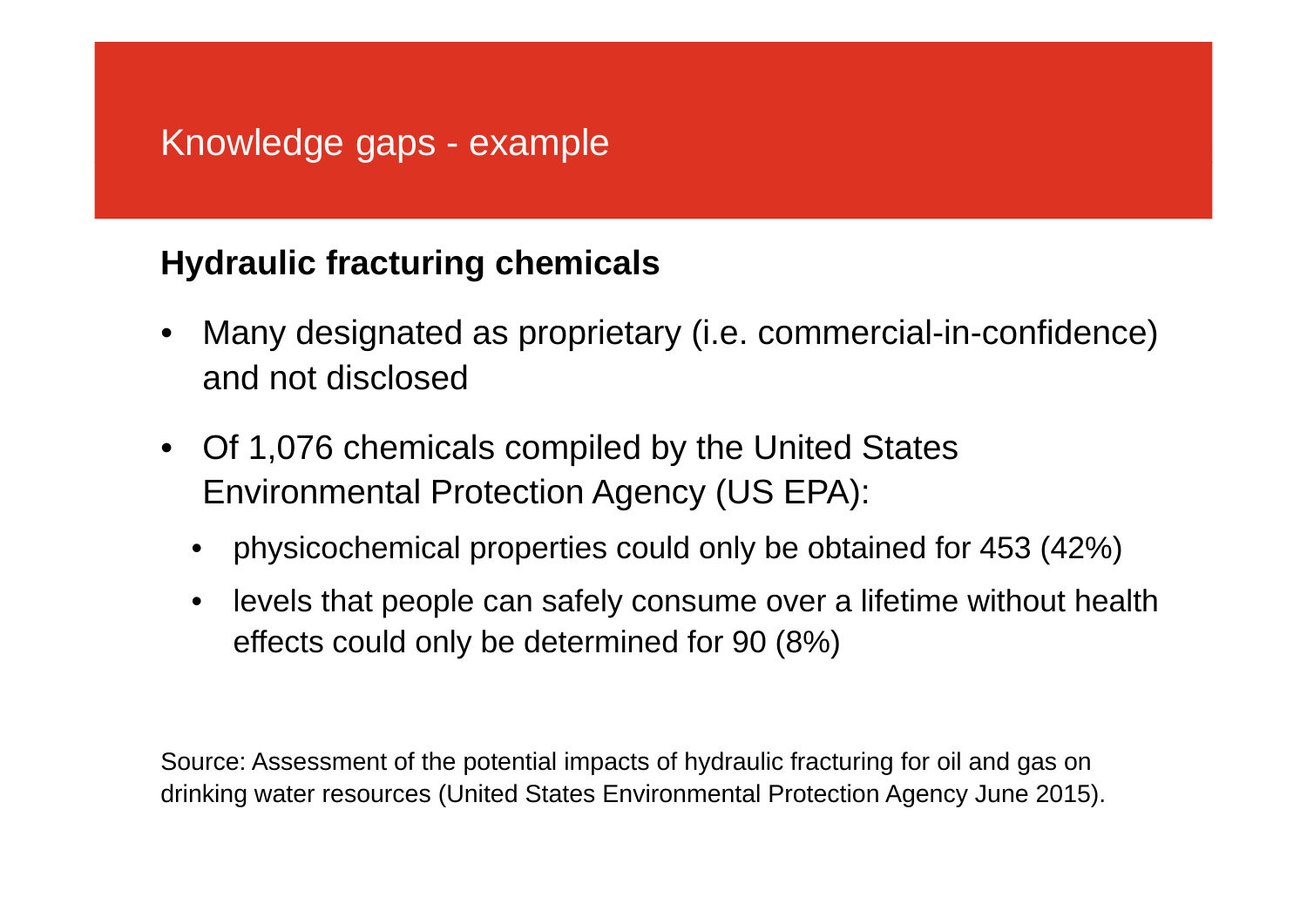# Knowledge gaps - example

## Hydraulic fracturing chemicals

- Many designated as proprietary (i.e. commercial-in-confidence) and not disclosed
- Of 1,076 chemicals compiled by the United States Environmental Protection Agency (US EPA):
  - physicochemical properties could only be obtained for 453 (42%)
  - levels that people can safely consume over a lifetime without health effects could only be determined for 90 (8%)

Source: Assessment of the potential impacts of hydraulic fracturing for oil and gas on drinking water resources (United States Environmental Protection Agency June 2015).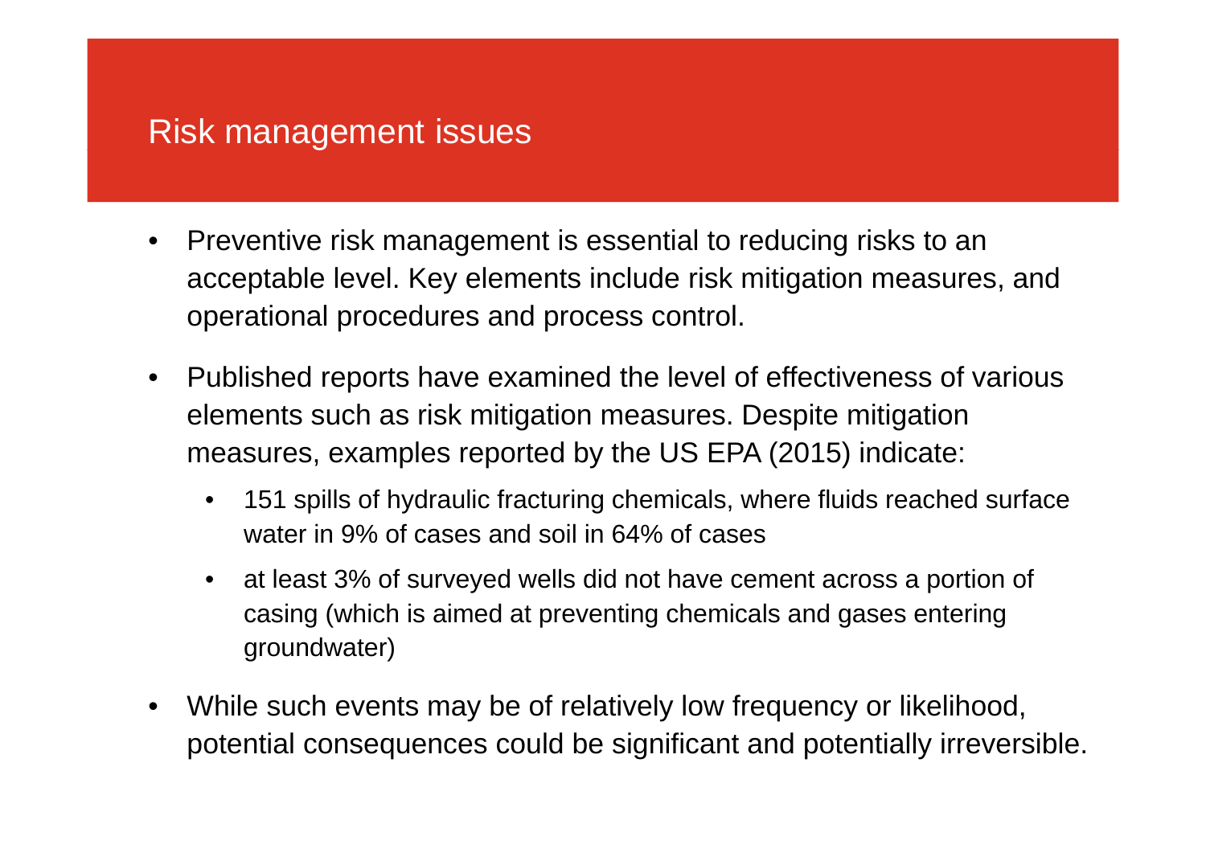# Risk management issues

- Preventive risk management is essential to reducing risks to an acceptable level. Key elements include risk mitigation measures, and operational procedures and process control.
- Published reports have examined the level of effectiveness of various elements such as risk mitigation measures. Despite mitigation measures, examples reported by the US EPA (2015) indicate:
  - 151 spills of hydraulic fracturing chemicals, where fluids reached surface water in 9% of cases and soil in 64% of cases
  - at least 3% of surveyed wells did not have cement across a portion of casing (which is aimed at preventing chemicals and gases entering groundwater)
- While such events may be of relatively low frequency or likelihood, potential consequences could be significant and potentially irreversible.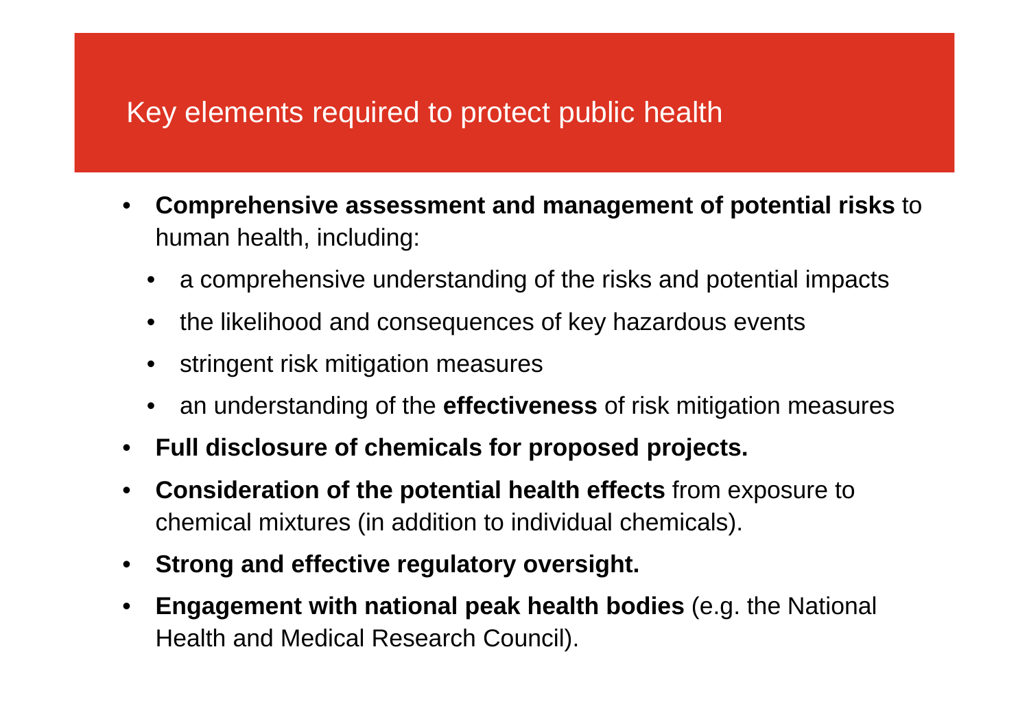# Key elements required to protect public health

- **Comprehensive assessment and management of potential risks** to human health, including:
  - a comprehensive understanding of the risks and potential impacts
  - the likelihood and consequences of key hazardous events
  - stringent risk mitigation measures
  - an understanding of the **effectiveness** of risk mitigation measures
- **Full disclosure of chemicals for proposed projects.**
- **Consideration of the potential health effects** from exposure to chemical mixtures (in addition to individual chemicals).
- **Strong and effective regulatory oversight.**
- **Engagement with national peak health bodies** (e.g. the National Health and Medical Research Council).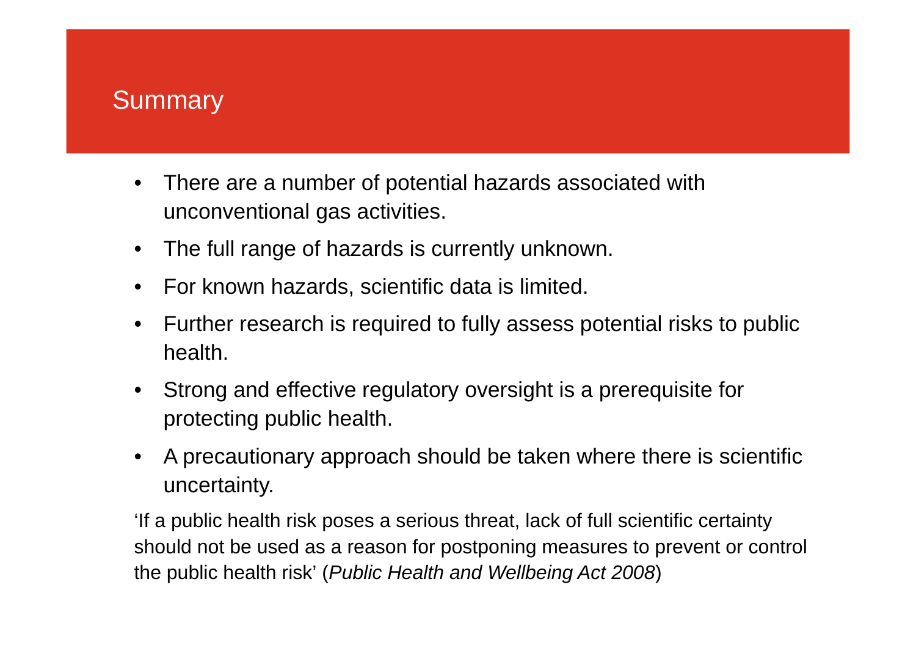## Summary

- There are a number of potential hazards associated with unconventional gas activities.
- The full range of hazards is currently unknown.
- For known hazards, scientific data is limited.
- Further research is required to fully assess potential risks to public health.
- Strong and effective regulatory oversight is a prerequisite for protecting public health.
- A precautionary approach should be taken where there is scientific uncertainty.

'If a public health risk poses a serious threat, lack of full scientific certainty should not be used as a reason for postponing measures to prevent or control the public health risk' (*Public Health and Wellbeing Act 2008*)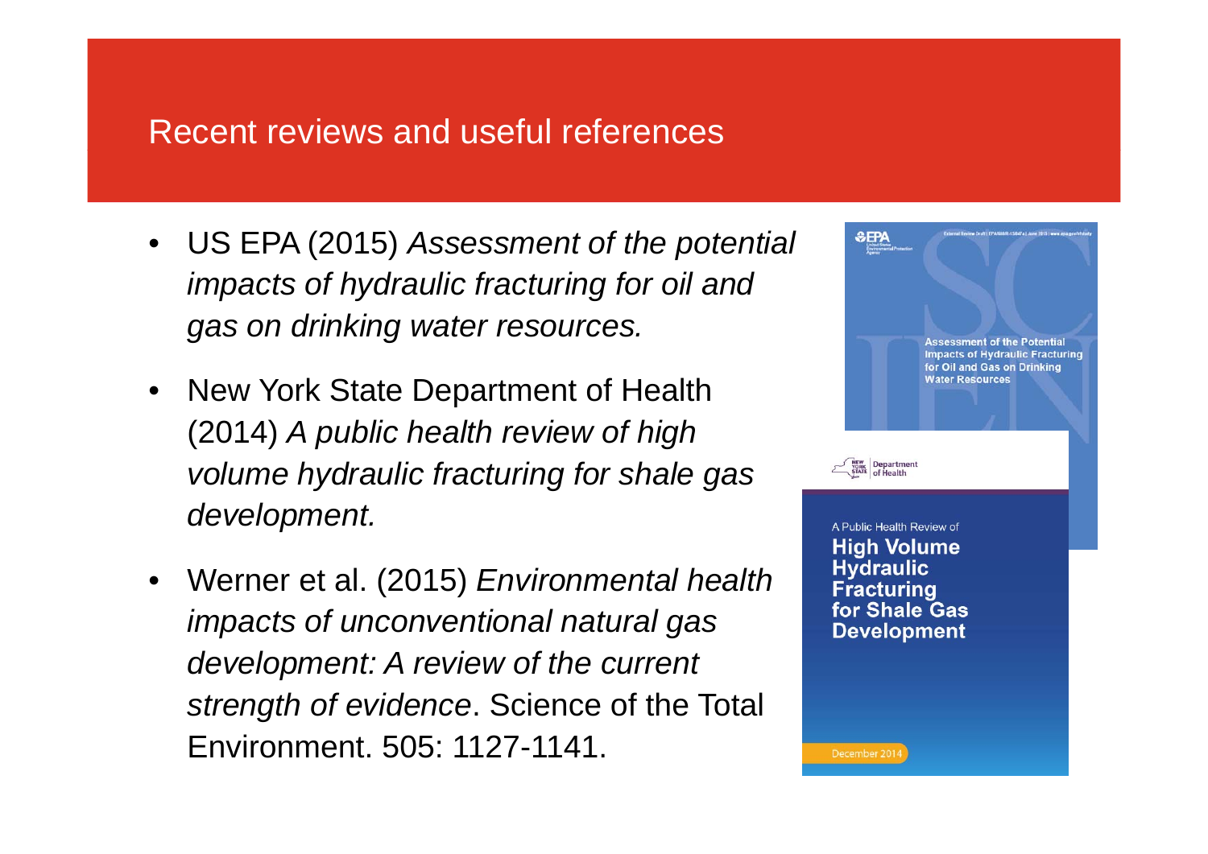# Recent reviews and useful references

- US EPA (2015) *Assessment of the potential impacts of hydraulic fracturing for oil and gas on drinking water resources.*
- New York State Department of Health (2014) *A public health review of high volume hydraulic fracturing for shale gas development.*
- Werner et al. (2015) *Environmental health impacts of unconventional natural gas development: A review of the current strength of evidence*. Science of the Total Environment. 505: 1127-1141.